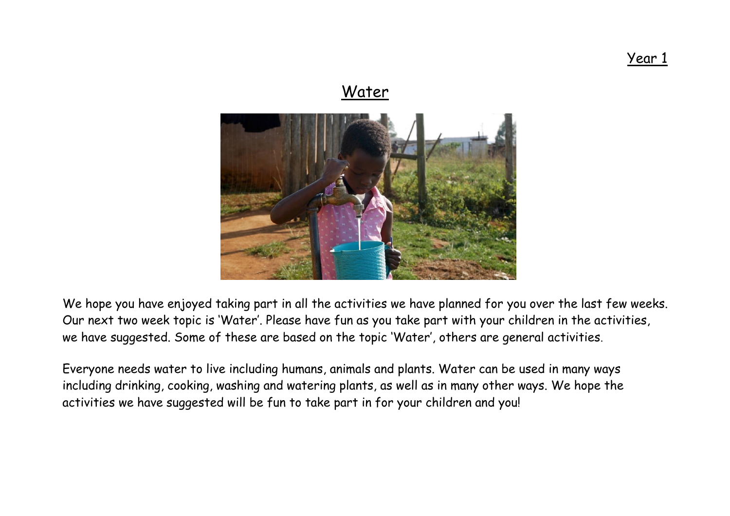Year 1

# Water

We hope you have enjoyed taking part in all the activities we have planned for you over the last few weeks. Our next two week topic is 'Water'. Please have fun as you take part with your children in the activities, we have suggested. Some of these are based on the topic 'Water', others are general activities.

Everyone needs water to live including humans, animals and plants. Water can be used in many ways including drinking, cooking, washing and watering plants, as well as in many other ways. We hope the activities we have suggested will be fun to take part in for your children and you!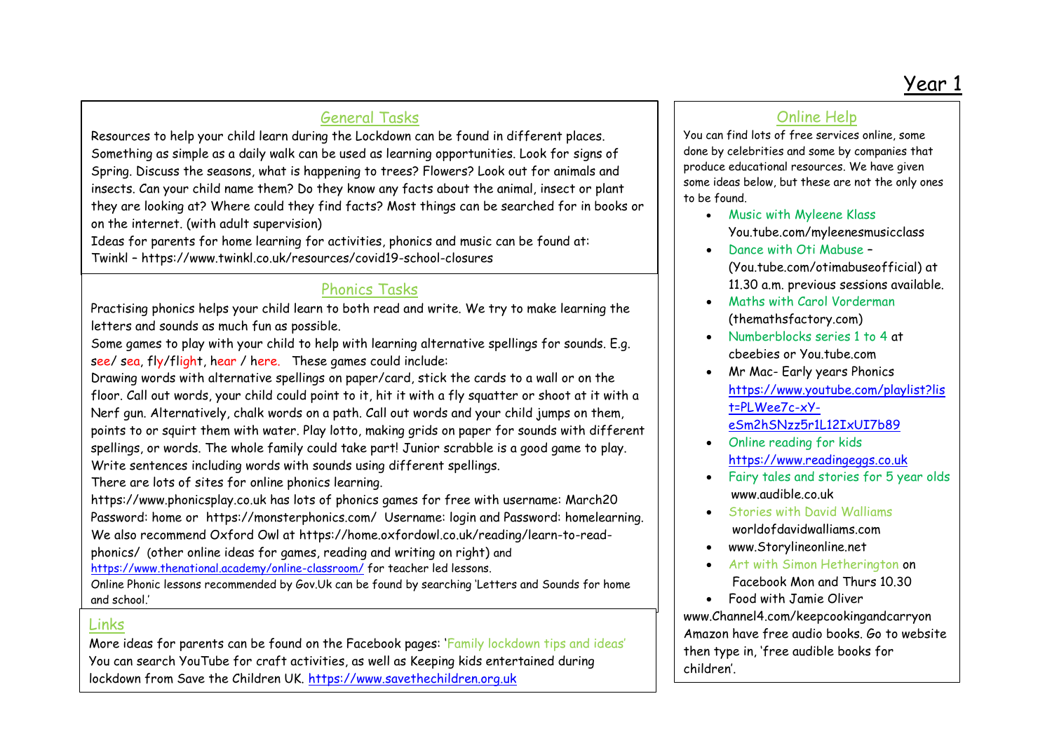# Year 1

## General Tasks

Resources to help your child learn during the Lockdown can be found in different places. Something as simple as a daily walk can be used as learning opportunities. Look for signs of Spring. Discuss the seasons, what is happening to trees? Flowers? Look out for animals and insects. Can your child name them? Do they know any facts about the animal, insect or plant they are looking at? Where could they find facts? Most things can be searched for in books or on the internet. (with adult supervision)

Ideas for parents for home learning for activities, phonics and music can be found at:
Twinkl – https://www.twinkl.co.uk/resources/covid19-school-closures

## Phonics Tasks

Practising phonics helps your child learn to both read and write. We try to make learning the letters and sounds as much fun as possible.

Some games to play with your child to help with learning alternative spellings for sounds. E.g. see/ sea, fly/flight, hear / here. These games could include:

Drawing words with alternative spellings on paper/card, stick the cards to a wall or on the floor. Call out words, your child could point to it, hit it with a fly squatter or shoot at it with a Nerf gun. Alternatively, chalk words on a path. Call out words and your child jumps on them, points to or squirt them with water. Play lotto, making grids on paper for sounds with different spellings, or words. The whole family could take part! Junior scrabble is a good game to play. Write sentences including words with sounds using different spellings.

There are lots of sites for online phonics learning.

https://www.phonicsplay.co.uk has lots of phonics games for free with username: March20 Password: home or https://monsterphonics.com/ Username: login and Password: homelearning. We also recommend Oxford Owl at https://home.oxfordowl.co.uk/reading/learn-to-read-phonics/ (other online ideas for games, reading and writing on right) and https://www.thenational.academy/online-classroom/ for teacher led lessons.

Online Phonic lessons recommended by Gov.Uk can be found by searching 'Letters and Sounds for home and school.'

## Links

More ideas for parents can be found on the Facebook pages: 'Family lockdown tips and ideas'

You can search YouTube for craft activities, as well as Keeping kids entertained during lockdown from Save the Children UK. https://www.savethechildren.org.uk

## Online Help

You can find lots of free services online, some done by celebrities and some by companies that produce educational resources. We have given some ideas below, but these are not the only ones to be found.

- Music with Myleene Klass You.tube.com/myleenesmusicclass
- Dance with Oti Mabuse – (You.tube.com/otimabuseofficial) at 11.30 a.m. previous sessions available.
- Maths with Carol Vorderman (themathsfactory.com)
- Numberblocks series 1 to 4 at cbeebies or You.tube.com
- Mr Mac- Early years Phonics https://www.youtube.com/playlist?list=PLWee7c-xY-eSm2hSNzz5r1L12IxUI7b89
- Online reading for kids https://www.readingeggs.co.uk
- Fairy tales and stories for 5 year olds www.audible.co.uk
- Stories with David Walliams worldofdavidwalliams.com
- www.Storylineonline.net
- Art with Simon Hetherington on Facebook Mon and Thurs 10.30
- Food with Jamie Oliver

www.Channel4.com/keepcookingandcarryon

Amazon have free audio books. Go to website then type in, 'free audible books for children'.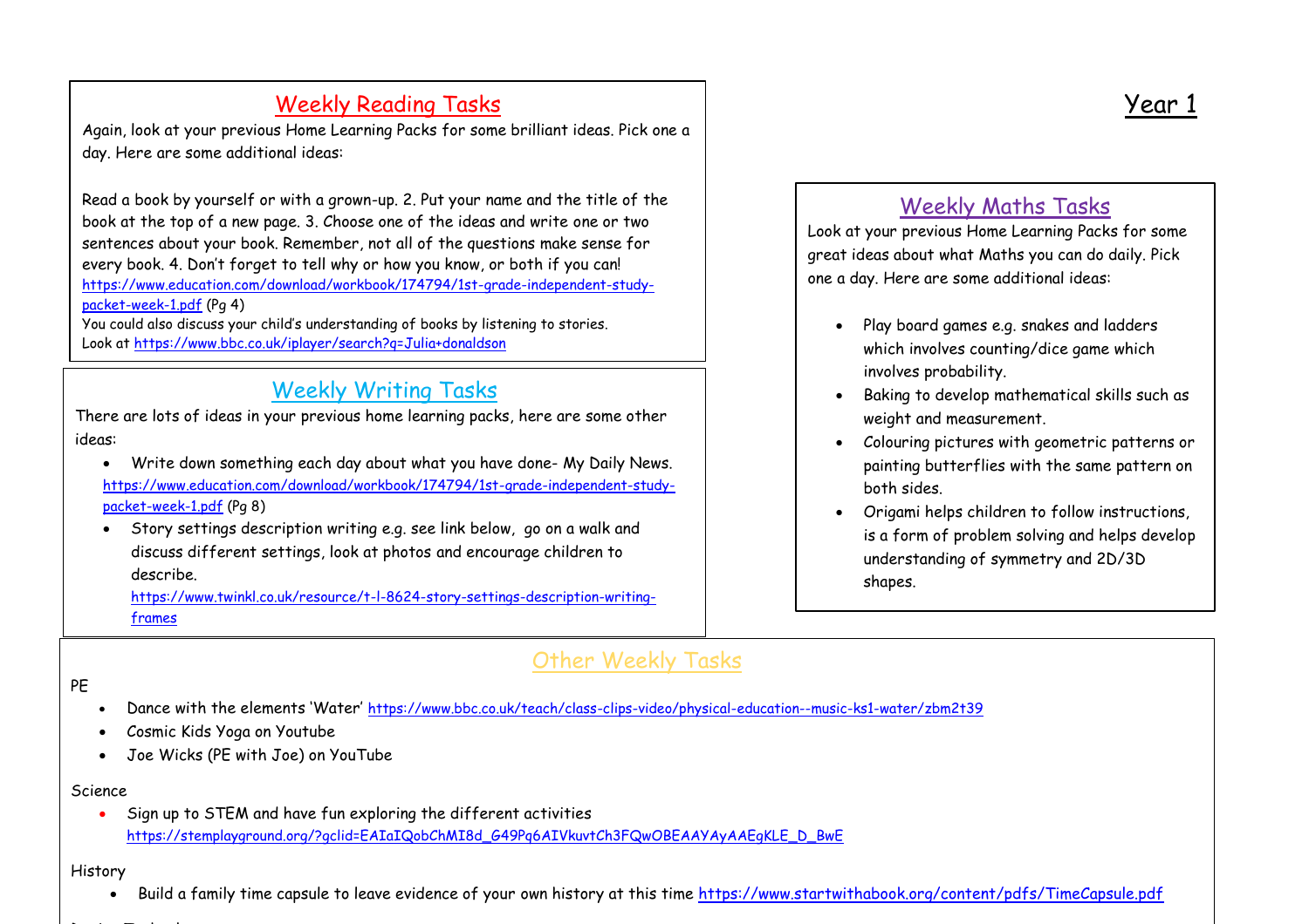# Year 1

## Weekly Reading Tasks

Again, look at your previous Home Learning Packs for some brilliant ideas. Pick one a day. Here are some additional ideas:

Read a book by yourself or with a grown-up. 2. Put your name and the title of the book at the top of a new page. 3. Choose one of the ideas and write one or two sentences about your book. Remember, not all of the questions make sense for every book. 4. Don't forget to tell why or how you know, or both if you can! https://www.education.com/download/workbook/174794/1st-grade-independent-study-packet-week-1.pdf (Pg 4)

You could also discuss your child's understanding of books by listening to stories. Look at https://www.bbc.co.uk/iplayer/search?q=Julia+donaldson

## Weekly Writing Tasks

There are lots of ideas in your previous home learning packs, here are some other ideas:

- Write down something each day about what you have done- My Daily News. https://www.education.com/download/workbook/174794/1st-grade-independent-study-packet-week-1.pdf (Pg 8)
- Story settings description writing e.g. see link below, go on a walk and discuss different settings, look at photos and encourage children to describe. https://www.twinkl.co.uk/resource/t-l-8624-story-settings-description-writing-frames

## Weekly Maths Tasks

Look at your previous Home Learning Packs for some great ideas about what Maths you can do daily. Pick one a day. Here are some additional ideas:

- Play board games e.g. snakes and ladders which involves counting/dice game which involves probability.
- Baking to develop mathematical skills such as weight and measurement.
- Colouring pictures with geometric patterns or painting butterflies with the same pattern on both sides.
- Origami helps children to follow instructions, is a form of problem solving and helps develop understanding of symmetry and 2D/3D shapes.

## Other Weekly Tasks

PE

- Dance with the elements 'Water' https://www.bbc.co.uk/teach/class-clips-video/physical-education--music-ks1-water/zbm2t39
- Cosmic Kids Yoga on Youtube
- Joe Wicks (PE with Joe) on YouTube

Science

- Sign up to STEM and have fun exploring the different activities https://stemplayground.org/?gclid=EAIaIQobChMI8d_G49Pq6AIVkuvtCh3FQwOBEAAYAyAAEgKLE_D_BwE

History

- Build a family time capsule to leave evidence of your own history at this time https://www.startwithabook.org/content/pdfs/TimeCapsule.pdf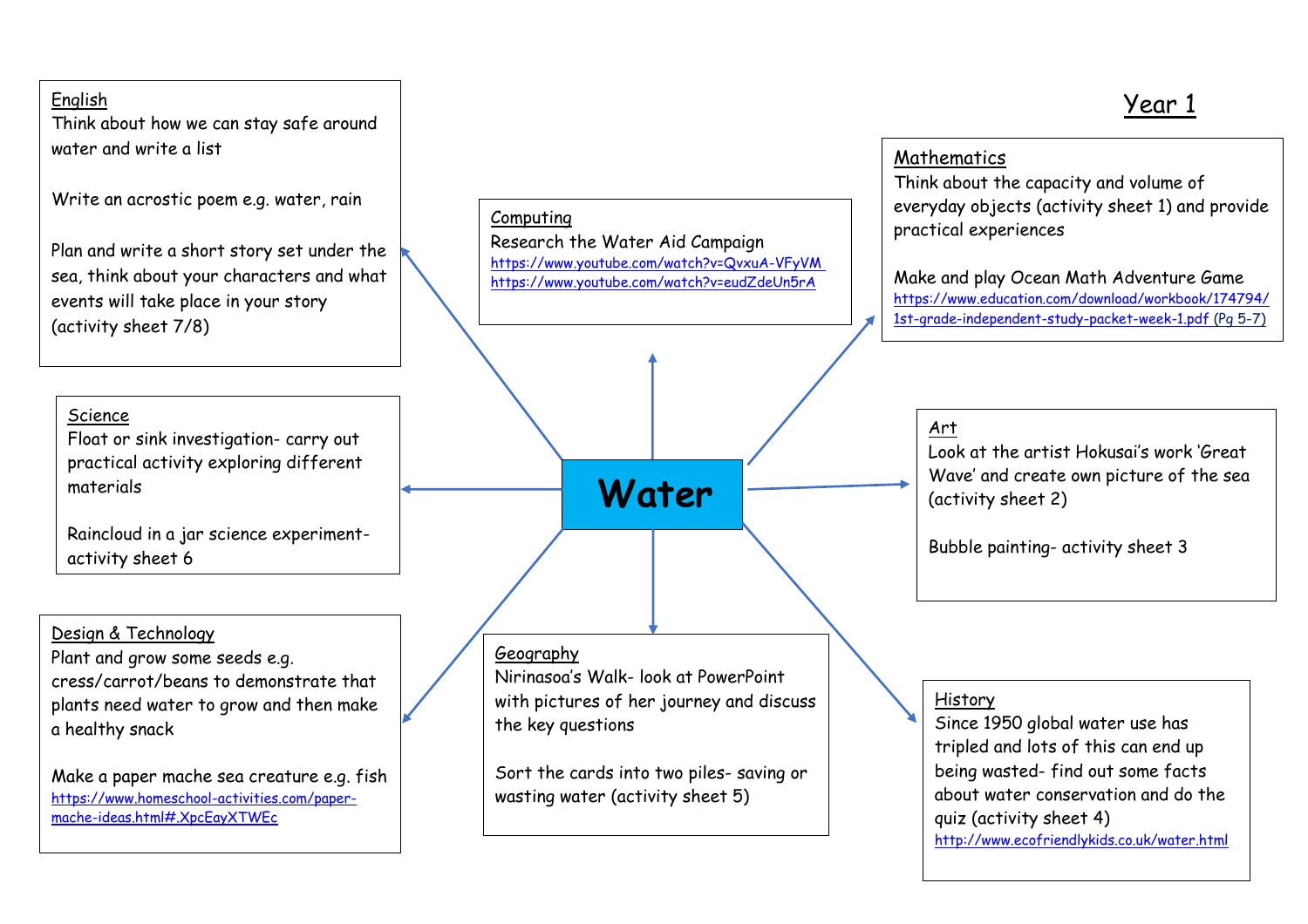# Water

## Year 1

### English

Think about how we can stay safe around water and write a list

Write an acrostic poem e.g. water, rain

Plan and write a short story set under the sea, think about your characters and what events will take place in your story (activity sheet 7/8)

### Computing

Research the Water Aid Campaign

https://www.youtube.com/watch?v=QvxuA-VFyVM

https://www.youtube.com/watch?v=eudZdeUn5rA

### Mathematics

Think about the capacity and volume of everyday objects (activity sheet 1) and provide practical experiences

Make and play Ocean Math Adventure Game

https://www.education.com/download/workbook/174794/1st-grade-independent-study-packet-week-1.pdf (Pg 5-7)

### Science

Float or sink investigation- carry out practical activity exploring different materials

Raincloud in a jar science experiment- activity sheet 6

### Art

Look at the artist Hokusai's work 'Great Wave' and create own picture of the sea (activity sheet 2)

Bubble painting- activity sheet 3

### Design & Technology

Plant and grow some seeds e.g. cress/carrot/beans to demonstrate that plants need water to grow and then make a healthy snack

Make a paper mache sea creature e.g. fish

https://www.homeschool-activities.com/paper-mache-ideas.html#.XpcEayXTWEc

### Geography

Nirinasoa's Walk- look at PowerPoint with pictures of her journey and discuss the key questions

Sort the cards into two piles- saving or wasting water (activity sheet 5)

### History

Since 1950 global water use has tripled and lots of this can end up being wasted- find out some facts about water conservation and do the quiz (activity sheet 4)

http://www.ecofriendlykids.co.uk/water.html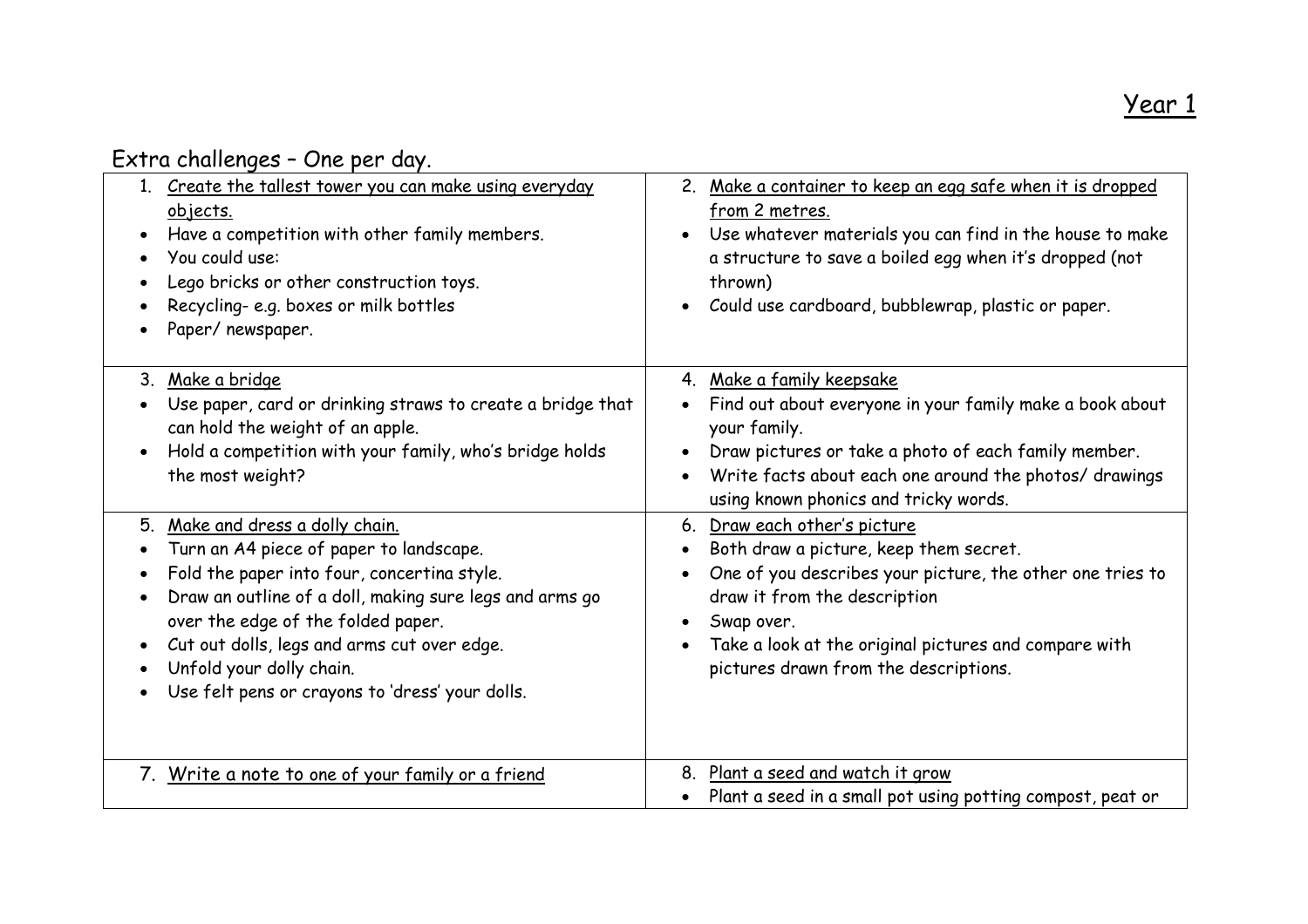# Year 1

## Extra challenges – One per day.

| | |
|---|---|
| 1. Create the tallest tower you can make using everyday objects.<br>• Have a competition with other family members.<br>• You could use:<br>• Lego bricks or other construction toys.<br>• Recycling- e.g. boxes or milk bottles<br>• Paper/ newspaper. | 2. Make a container to keep an egg safe when it is dropped from 2 metres.<br>• Use whatever materials you can find in the house to make a structure to save a boiled egg when it's dropped (not thrown)<br>• Could use cardboard, bubblewrap, plastic or paper. |
| 3. Make a bridge<br>• Use paper, card or drinking straws to create a bridge that can hold the weight of an apple.<br>• Hold a competition with your family, who's bridge holds the most weight? | 4. Make a family keepsake<br>• Find out about everyone in your family make a book about your family.<br>• Draw pictures or take a photo of each family member.<br>• Write facts about each one around the photos/ drawings using known phonics and tricky words. |
| 5. Make and dress a dolly chain.<br>• Turn an A4 piece of paper to landscape.<br>• Fold the paper into four, concertina style.<br>• Draw an outline of a doll, making sure legs and arms go over the edge of the folded paper.<br>• Cut out dolls, legs and arms cut over edge.<br>• Unfold your dolly chain.<br>• Use felt pens or crayons to 'dress' your dolls. | 6. Draw each other's picture<br>• Both draw a picture, keep them secret.<br>• One of you describes your picture, the other one tries to draw it from the description<br>• Swap over.<br>• Take a look at the original pictures and compare with pictures drawn from the descriptions. |
| 7. Write a note to one of your family or a friend | 8. Plant a seed and watch it grow<br>• Plant a seed in a small pot using potting compost, peat or |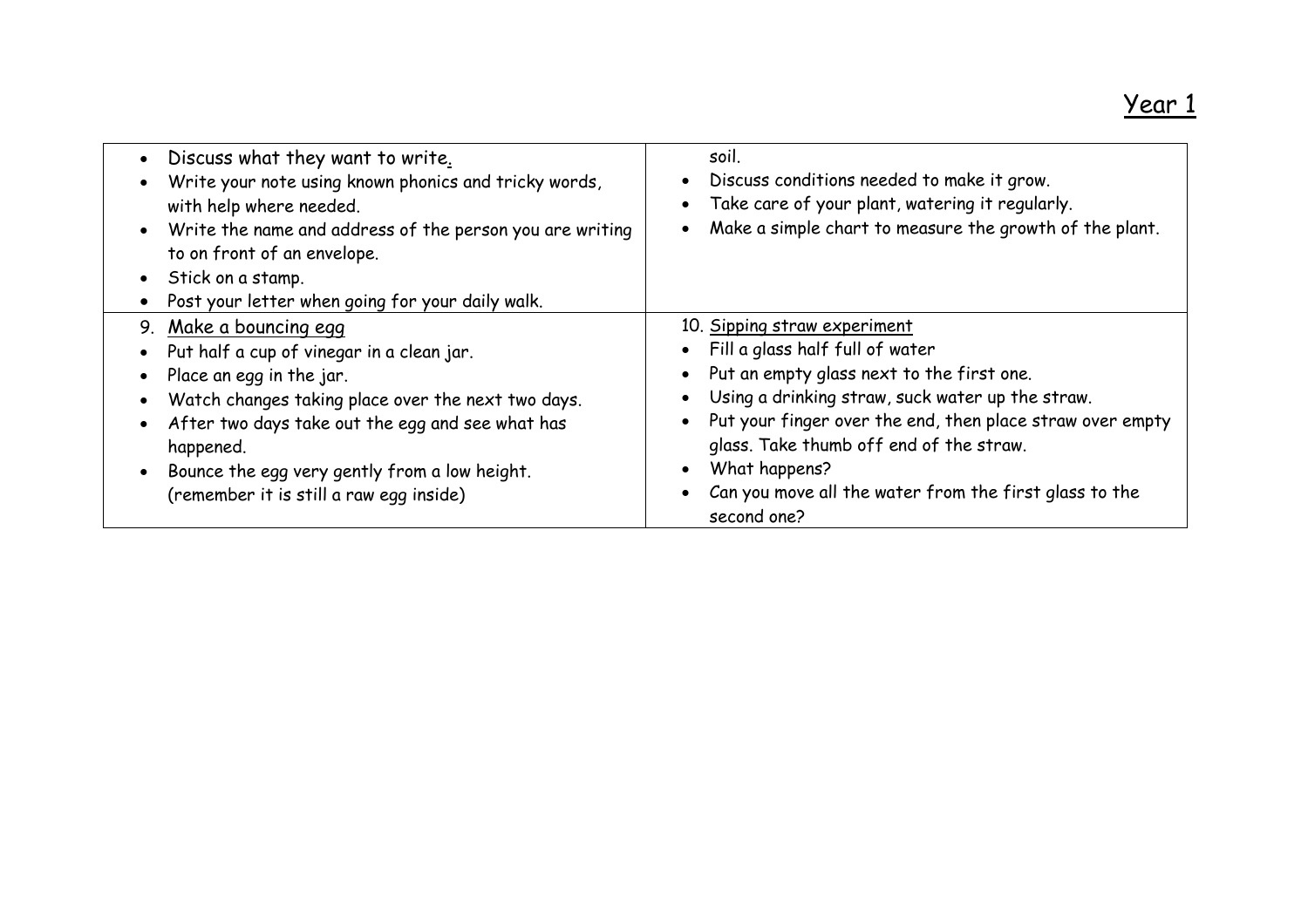## Year 1

| | |
|---|---|
| • Discuss what they want to write.<br>• Write your note using known phonics and tricky words, with help where needed.<br>• Write the name and address of the person you are writing to on front of an envelope.<br>• Stick on a stamp.<br>• Post your letter when going for your daily walk. | soil.<br>• Discuss conditions needed to make it grow.<br>• Take care of your plant, watering it regularly.<br>• Make a simple chart to measure the growth of the plant. |
| 9. <u>Make a bouncing egg</u><br>• Put half a cup of vinegar in a clean jar.<br>• Place an egg in the jar.<br>• Watch changes taking place over the next two days.<br>• After two days take out the egg and see what has happened.<br>• Bounce the egg very gently from a low height. (remember it is still a raw egg inside) | 10. <u>Sipping straw experiment</u><br>• Fill a glass half full of water<br>• Put an empty glass next to the first one.<br>• Using a drinking straw, suck water up the straw.<br>• Put your finger over the end, then place straw over empty glass. Take thumb off end of the straw.<br>• What happens?<br>• Can you move all the water from the first glass to the second one? |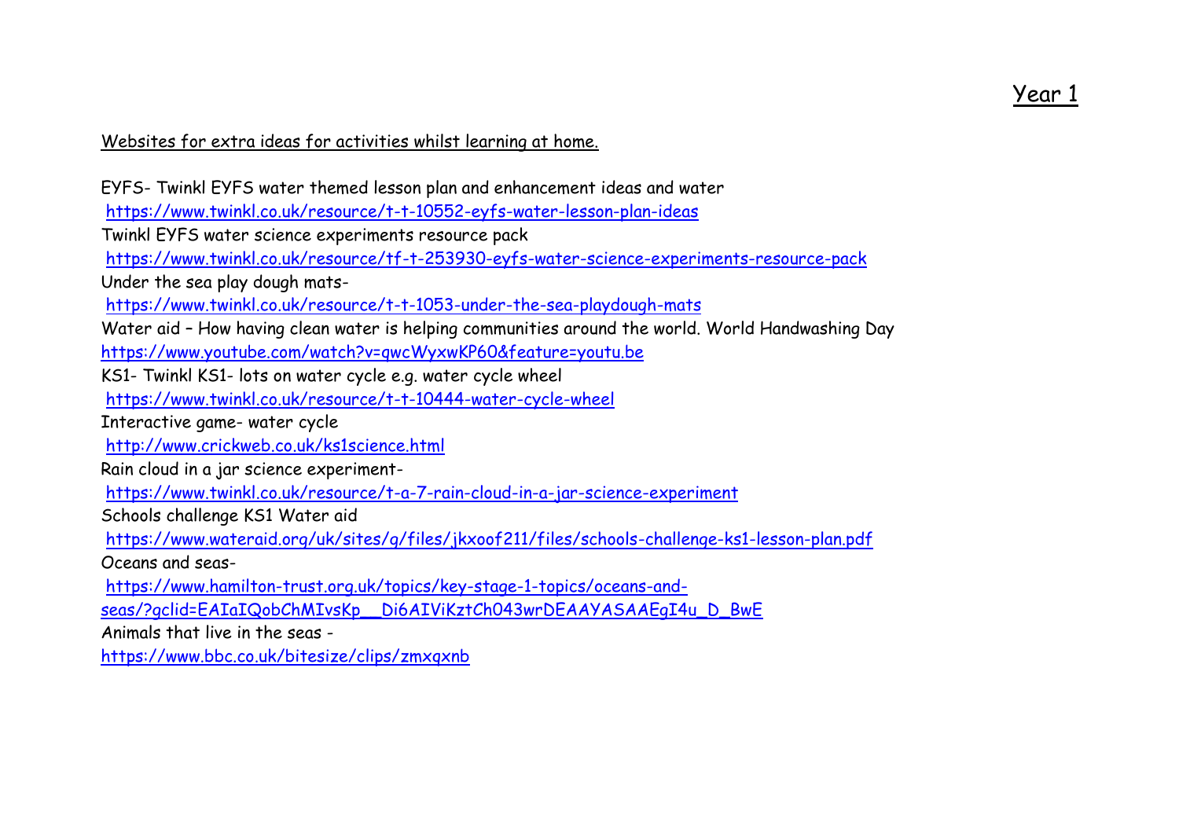Year 1

Websites for extra ideas for activities whilst learning at home.

EYFS- Twinkl EYFS water themed lesson plan and enhancement ideas and water
https://www.twinkl.co.uk/resource/t-t-10552-eyfs-water-lesson-plan-ideas
Twinkl EYFS water science experiments resource pack
https://www.twinkl.co.uk/resource/tf-t-253930-eyfs-water-science-experiments-resource-pack
Under the sea play dough mats-
https://www.twinkl.co.uk/resource/t-t-1053-under-the-sea-playdough-mats
Water aid – How having clean water is helping communities around the world. World Handwashing Day
https://www.youtube.com/watch?v=qwcWyxwKP60&feature=youtu.be
KS1- Twinkl KS1- lots on water cycle e.g. water cycle wheel
https://www.twinkl.co.uk/resource/t-t-10444-water-cycle-wheel
Interactive game- water cycle
http://www.crickweb.co.uk/ks1science.html
Rain cloud in a jar science experiment-
https://www.twinkl.co.uk/resource/t-a-7-rain-cloud-in-a-jar-science-experiment
Schools challenge KS1 Water aid
https://www.wateraid.org/uk/sites/g/files/jkxoof211/files/schools-challenge-ks1-lesson-plan.pdf
Oceans and seas-
https://www.hamilton-trust.org.uk/topics/key-stage-1-topics/oceans-and-seas/?gclid=EAIaIQobChMIvsKp__Di6AIViKztCh043wrDEAAYASAAEgI4u_D_BwE
Animals that live in the seas -
https://www.bbc.co.uk/bitesize/clips/zmxqxnb